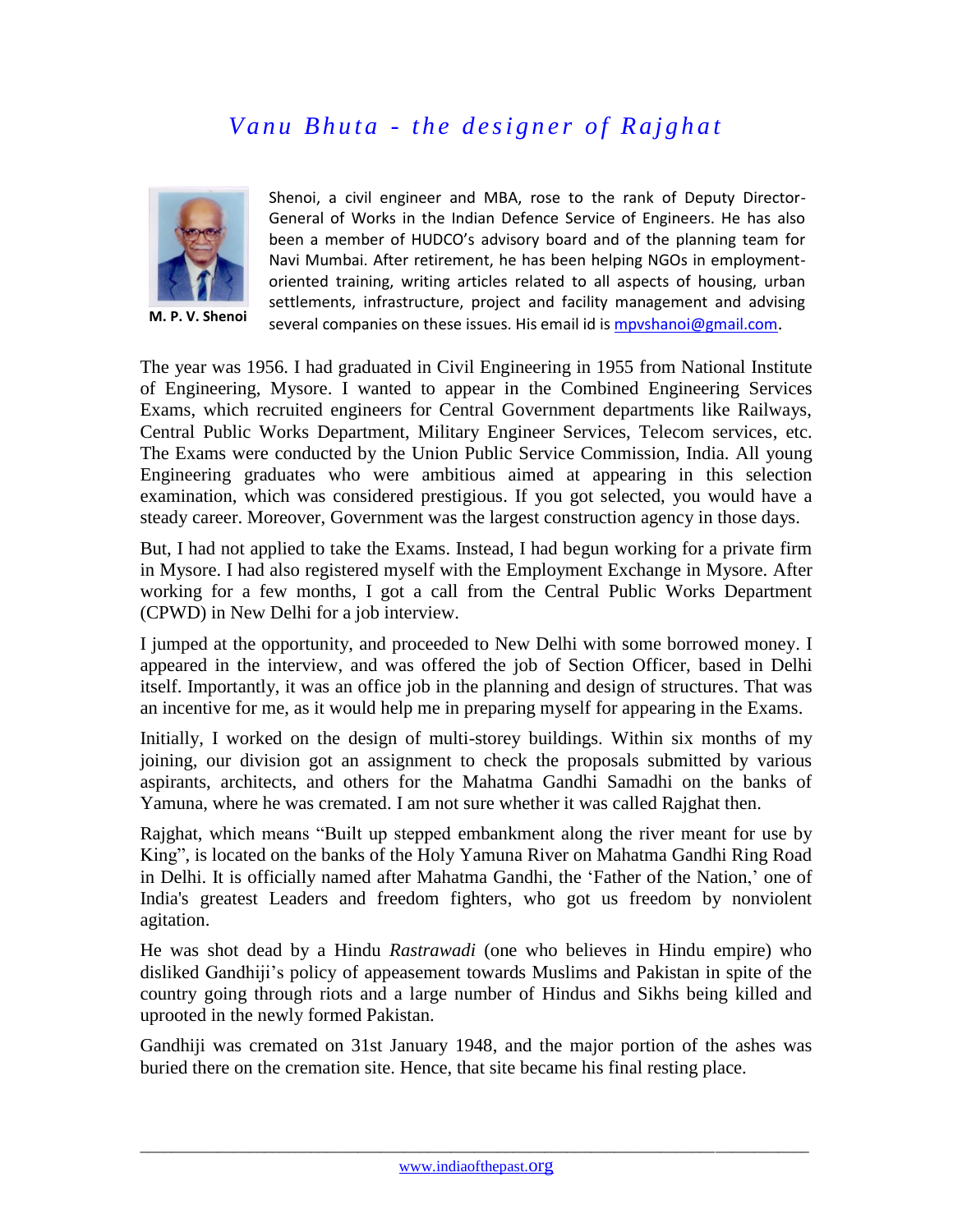# *Vanu Bhuta - the designer of Rajghat*

**M. P. V. Shenoi**

Shenoi, a civil engineer and MBA, rose to the rank of Deputy Director-General of Works in the Indian Defence Service of Engineers. He has also been a member of HUDCO's advisory board and of the planning team for Navi Mumbai. After retirement, he has been helping NGOs in employment-oriented training, writing articles related to all aspects of housing, urban settlements, infrastructure, project and facility management and advising several companies on these issues. His email id is mpvshanoi@gmail.com.

The year was 1956. I had graduated in Civil Engineering in 1955 from National Institute of Engineering, Mysore. I wanted to appear in the Combined Engineering Services Exams, which recruited engineers for Central Government departments like Railways, Central Public Works Department, Military Engineer Services, Telecom services, etc. The Exams were conducted by the Union Public Service Commission, India. All young Engineering graduates who were ambitious aimed at appearing in this selection examination, which was considered prestigious. If you got selected, you would have a steady career. Moreover, Government was the largest construction agency in those days.

But, I had not applied to take the Exams. Instead, I had begun working for a private firm in Mysore. I had also registered myself with the Employment Exchange in Mysore. After working for a few months, I got a call from the Central Public Works Department (CPWD) in New Delhi for a job interview.

I jumped at the opportunity, and proceeded to New Delhi with some borrowed money. I appeared in the interview, and was offered the job of Section Officer, based in Delhi itself. Importantly, it was an office job in the planning and design of structures. That was an incentive for me, as it would help me in preparing myself for appearing in the Exams.

Initially, I worked on the design of multi-storey buildings. Within six months of my joining, our division got an assignment to check the proposals submitted by various aspirants, architects, and others for the Mahatma Gandhi Samadhi on the banks of Yamuna, where he was cremated. I am not sure whether it was called Rajghat then.

Rajghat, which means "Built up stepped embankment along the river meant for use by King", is located on the banks of the Holy Yamuna River on Mahatma Gandhi Ring Road in Delhi. It is officially named after Mahatma Gandhi, the 'Father of the Nation,' one of India's greatest Leaders and freedom fighters, who got us freedom by nonviolent agitation.

He was shot dead by a Hindu *Rastrawadi* (one who believes in Hindu empire) who disliked Gandhiji's policy of appeasement towards Muslims and Pakistan in spite of the country going through riots and a large number of Hindus and Sikhs being killed and uprooted in the newly formed Pakistan.

Gandhiji was cremated on 31st January 1948, and the major portion of the ashes was buried there on the cremation site. Hence, that site became his final resting place.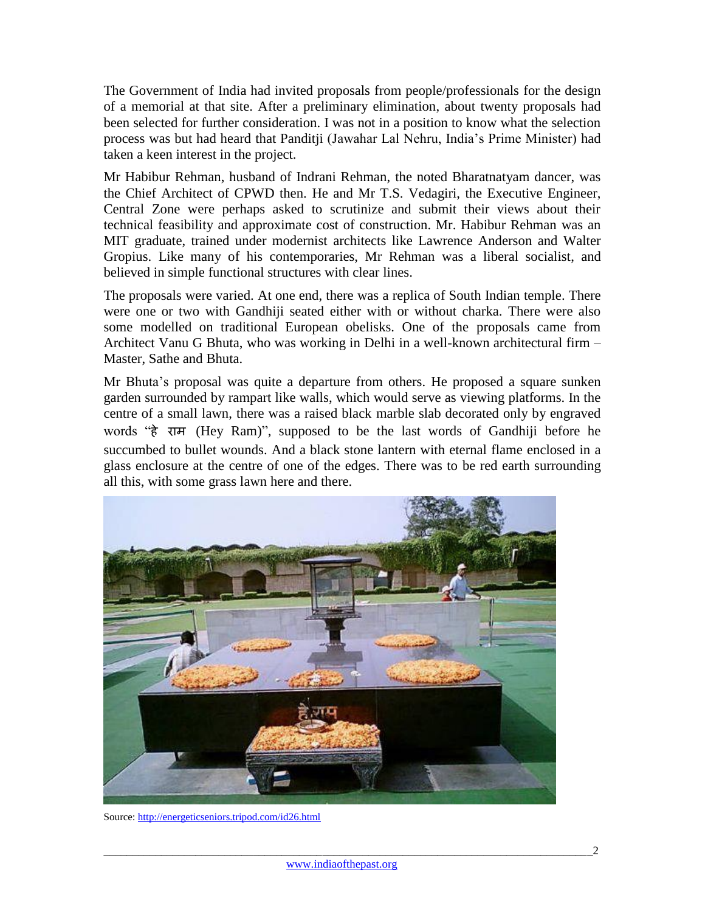The Government of India had invited proposals from people/professionals for the design of a memorial at that site. After a preliminary elimination, about twenty proposals had been selected for further consideration. I was not in a position to know what the selection process was but had heard that Panditji (Jawahar Lal Nehru, India's Prime Minister) had taken a keen interest in the project.

Mr Habibur Rehman, husband of Indrani Rehman, the noted Bharatnatyam dancer, was the Chief Architect of CPWD then. He and Mr T.S. Vedagiri, the Executive Engineer, Central Zone were perhaps asked to scrutinize and submit their views about their technical feasibility and approximate cost of construction. Mr. Habibur Rehman was an MIT graduate, trained under modernist architects like Lawrence Anderson and Walter Gropius. Like many of his contemporaries, Mr Rehman was a liberal socialist, and believed in simple functional structures with clear lines.

The proposals were varied. At one end, there was a replica of South Indian temple. There were one or two with Gandhiji seated either with or without charka. There were also some modelled on traditional European obelisks. One of the proposals came from Architect Vanu G Bhuta, who was working in Delhi in a well-known architectural firm – Master, Sathe and Bhuta.

Mr Bhuta's proposal was quite a departure from others. He proposed a square sunken garden surrounded by rampart like walls, which would serve as viewing platforms. In the centre of a small lawn, there was a raised black marble slab decorated only by engraved words "हे राम (Hey Ram)", supposed to be the last words of Gandhiji before he succumbed to bullet wounds. And a black stone lantern with eternal flame enclosed in a glass enclosure at the centre of one of the edges. There was to be red earth surrounding all this, with some grass lawn here and there.

Source: http://energeticseniors.tripod.com/id26.html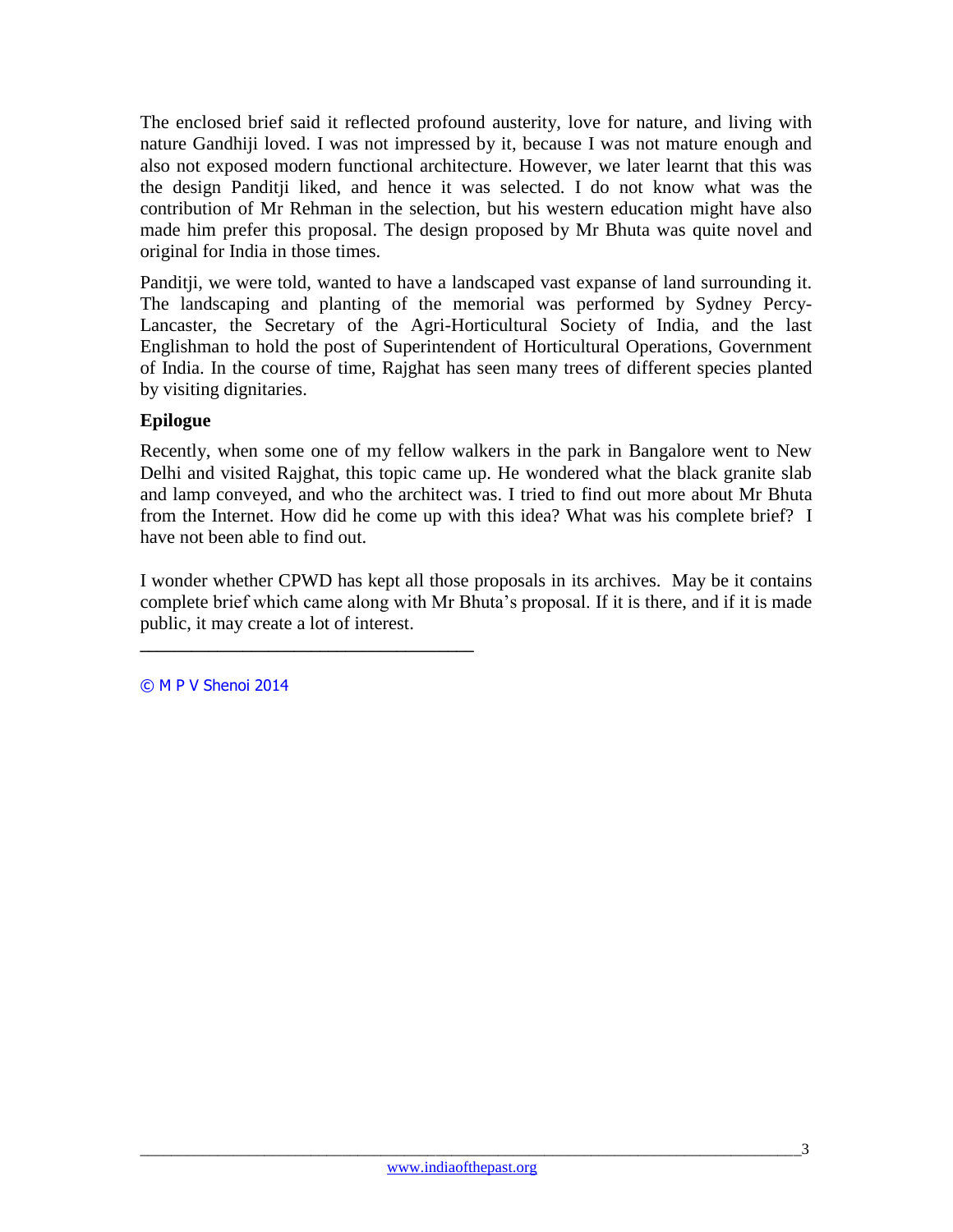The enclosed brief said it reflected profound austerity, love for nature, and living with nature Gandhiji loved. I was not impressed by it, because I was not mature enough and also not exposed modern functional architecture. However, we later learnt that this was the design Panditji liked, and hence it was selected. I do not know what was the contribution of Mr Rehman in the selection, but his western education might have also made him prefer this proposal. The design proposed by Mr Bhuta was quite novel and original for India in those times.

Panditji, we were told, wanted to have a landscaped vast expanse of land surrounding it. The landscaping and planting of the memorial was performed by Sydney Percy-Lancaster, the Secretary of the Agri-Horticultural Society of India, and the last Englishman to hold the post of Superintendent of Horticultural Operations, Government of India. In the course of time, Rajghat has seen many trees of different species planted by visiting dignitaries.

**Epilogue**

Recently, when some one of my fellow walkers in the park in Bangalore went to New Delhi and visited Rajghat, this topic came up. He wondered what the black granite slab and lamp conveyed, and who the architect was. I tried to find out more about Mr Bhuta from the Internet. How did he come up with this idea? What was his complete brief? I have not been able to find out.

I wonder whether CPWD has kept all those proposals in its archives. May be it contains complete brief which came along with Mr Bhuta's proposal. If it is there, and if it is made public, it may create a lot of interest.

---

© M P V Shenoi 2014